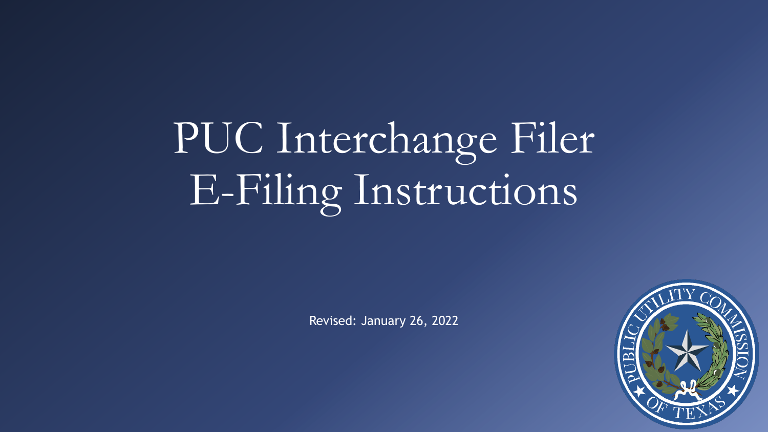# PUC Interchange Filer E-Filing Instructions

Revised: January 26, 2022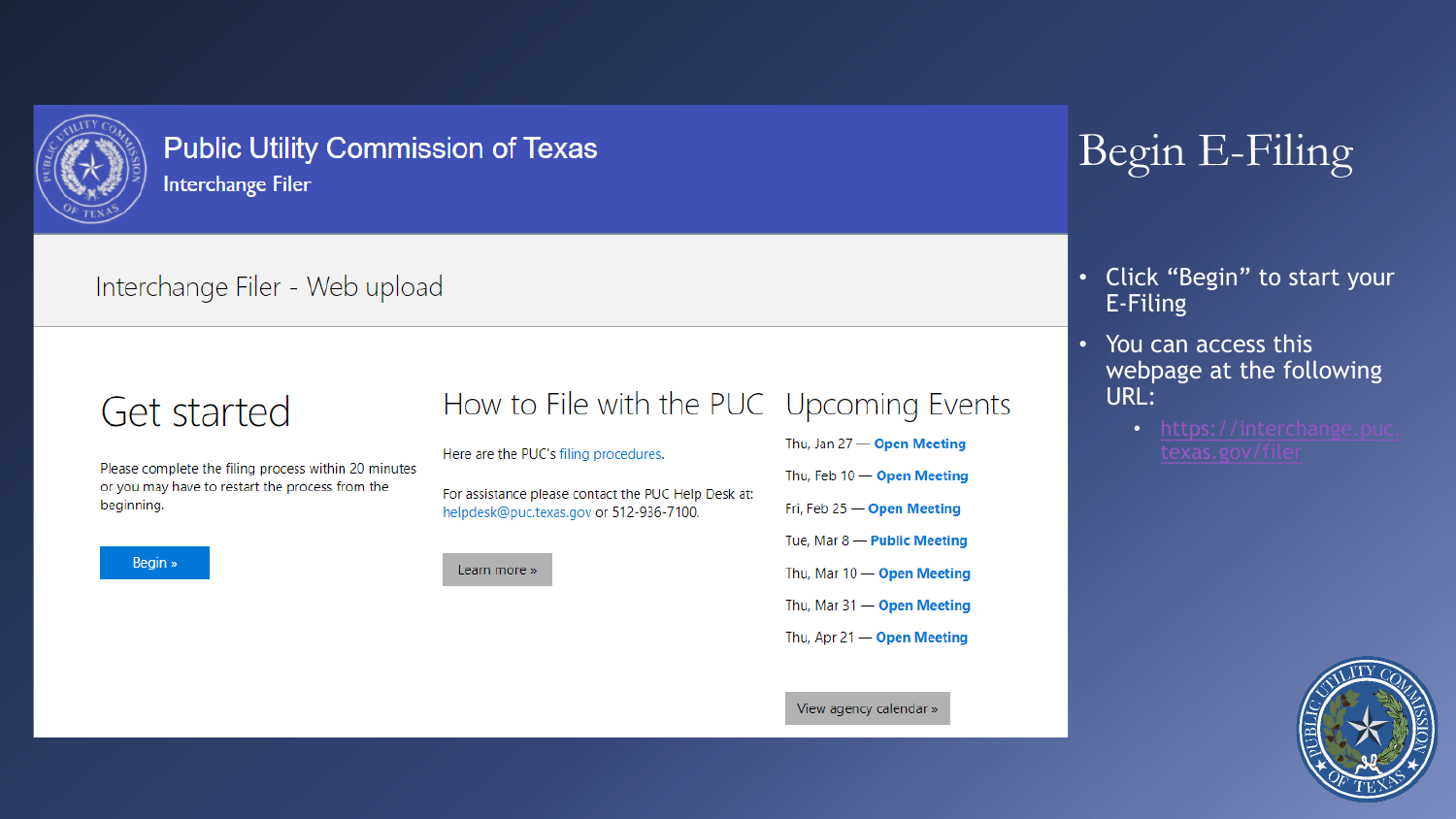# Begin E-Filing

- Click "Begin" to start your E-Filing
- You can access this webpage at the following URL:
  - https://interchange.puc.texas.gov/filer

Public Utility Commission of Texas

Interchange Filer

Interchange Filer - Web upload

## Get started

Please complete the filing process within 20 minutes or you may have to restart the process from the beginning.

Begin »

## How to File with the PUC

Here are the PUC's filing procedures.

For assistance please contact the PUC Help Desk at: helpdesk@puc.texas.gov or 512-936-7100.

Learn more »

## Upcoming Events

Thu, Jan 27 — Open Meeting

Thu, Feb 10 — Open Meeting

Fri, Feb 25 — Open Meeting

Tue, Mar 8 — Public Meeting

Thu, Mar 10 — Open Meeting

Thu, Mar 31 — Open Meeting

Thu, Apr 21 — Open Meeting

View agency calendar »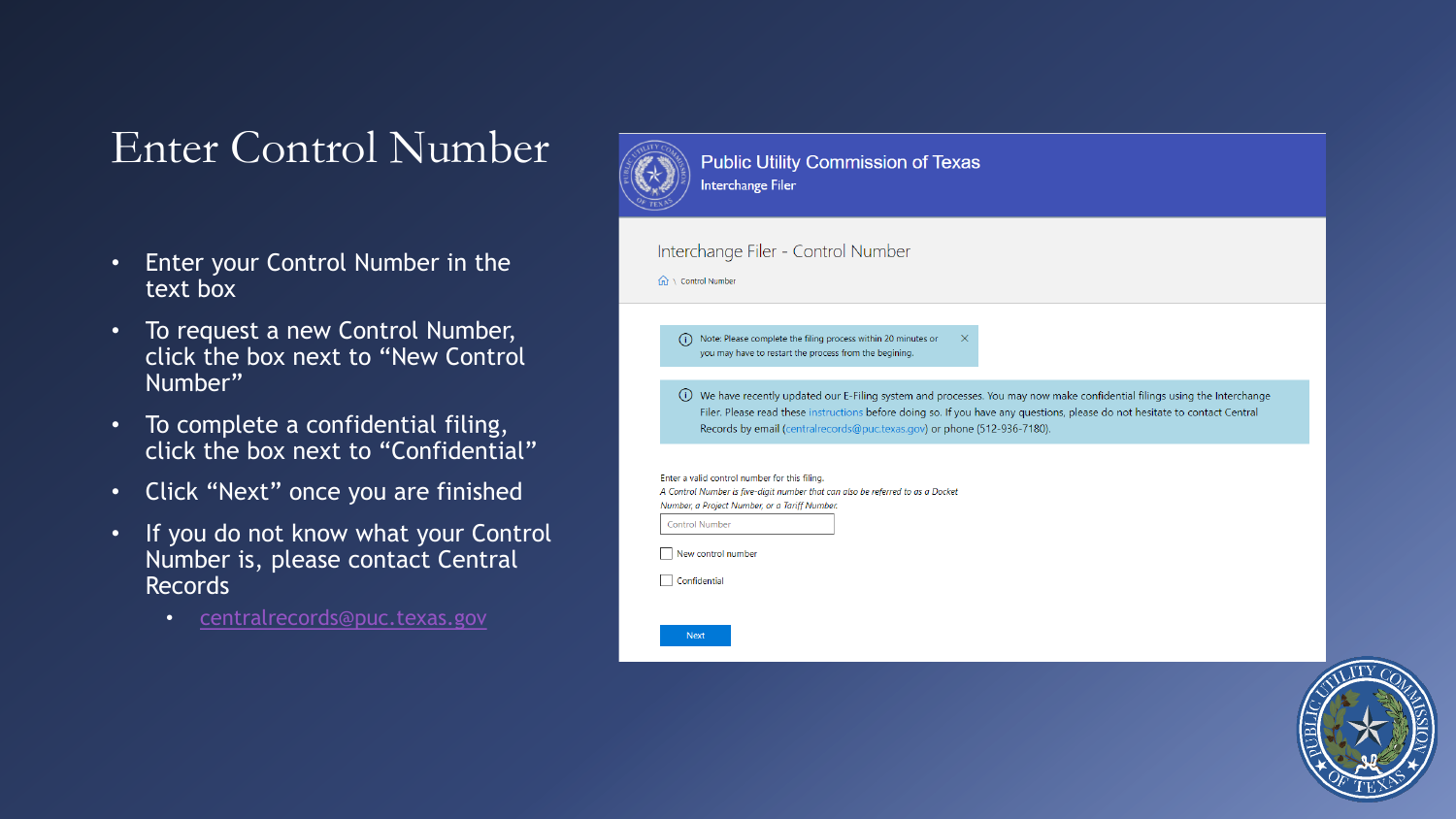# Enter Control Number

- Enter your Control Number in the text box
- To request a new Control Number, click the box next to "New Control Number"
- To complete a confidential filing, click the box next to "Confidential"
- Click "Next" once you are finished
- If you do not know what your Control Number is, please contact Central Records
  - centralrecords@puc.texas.gov

Public Utility Commission of Texas
Interchange Filer

Interchange Filer - Control Number

Control Number

Note: Please complete the filing process within 20 minutes or you may have to restart the process from the begining.

We have recently updated our E-Filing system and processes. You may now make confidential filings using the Interchange Filer. Please read these instructions before doing so. If you have any questions, please do not hesitate to contact Central Records by email (centralrecords@puc.texas.gov) or phone (512-936-7180).

Enter a valid control number for this filing.
*A Control Number is five-digit number that can also be referred to as a Docket Number, a Project Number, or a Tariff Number.*

Control Number

New control number

Confidential

Next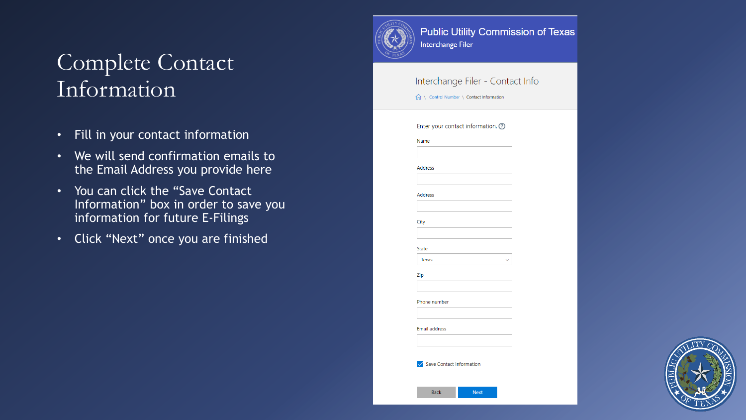# Complete Contact Information

- Fill in your contact information
- We will send confirmation emails to the Email Address you provide here
- You can click the "Save Contact Information" box in order to save you information for future E-Filings
- Click "Next" once you are finished

Public Utility Commission of Texas

Interchange Filer

Interchange Filer - Contact Info

Control Number \ Contact Information

Enter your contact information.

Name

Address

Address

City

State

Texas

Zip

Phone number

Email address

Save Contact Information

Back

Next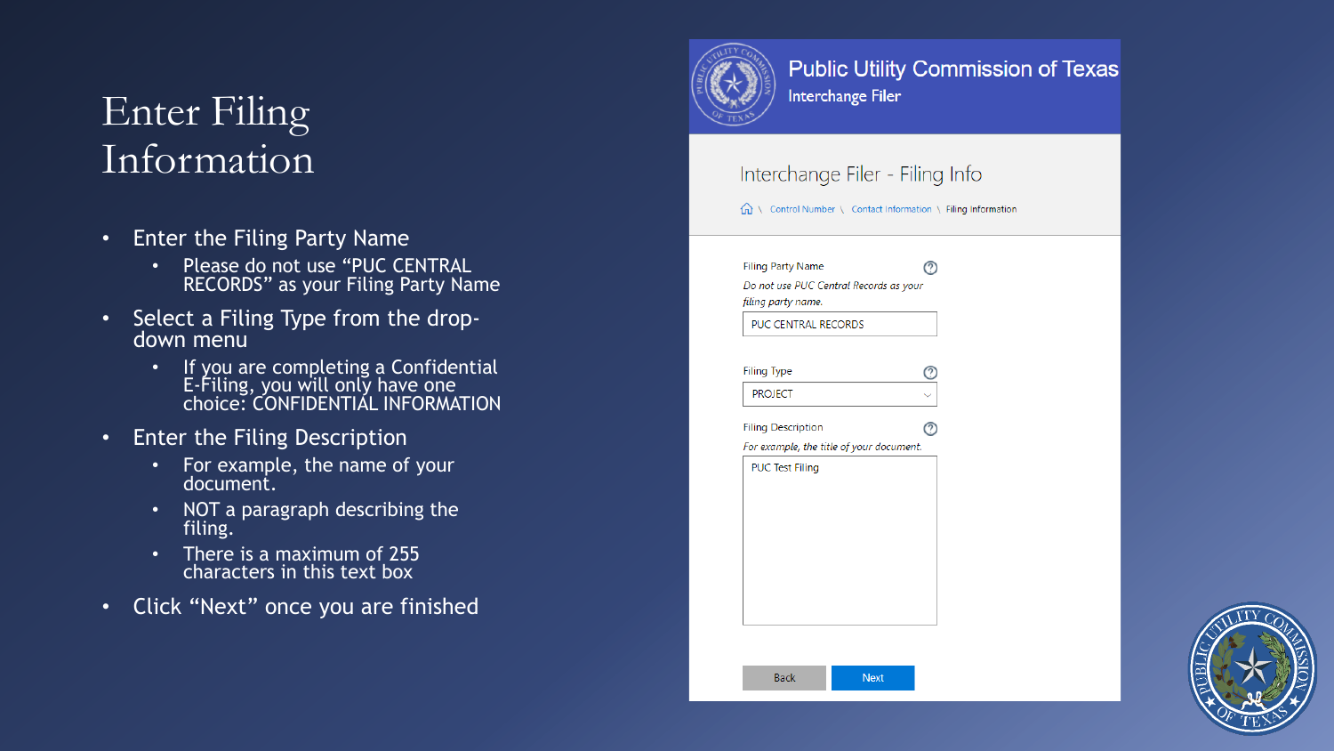# Enter Filing Information

- Enter the Filing Party Name
  - Please do not use “PUC CENTRAL RECORDS” as your Filing Party Name
- Select a Filing Type from the drop-down menu
  - If you are completing a Confidential E-Filing, you will only have one choice: CONFIDENTIAL INFORMATION
- Enter the Filing Description
  - For example, the name of your document.
  - NOT a paragraph describing the filing.
  - There is a maximum of 255 characters in this text box
- Click “Next” once you are finished

Public Utility Commission of Texas
Interchange Filer

Interchange Filer - Filing Info

Control Number \ Contact Information \ Filing Information

Filing Party Name
*Do not use PUC Central Records as your filing party name.*
PUC CENTRAL RECORDS

Filing Type
PROJECT

Filing Description
*For example, the title of your document.*
PUC Test Filing

Back | Next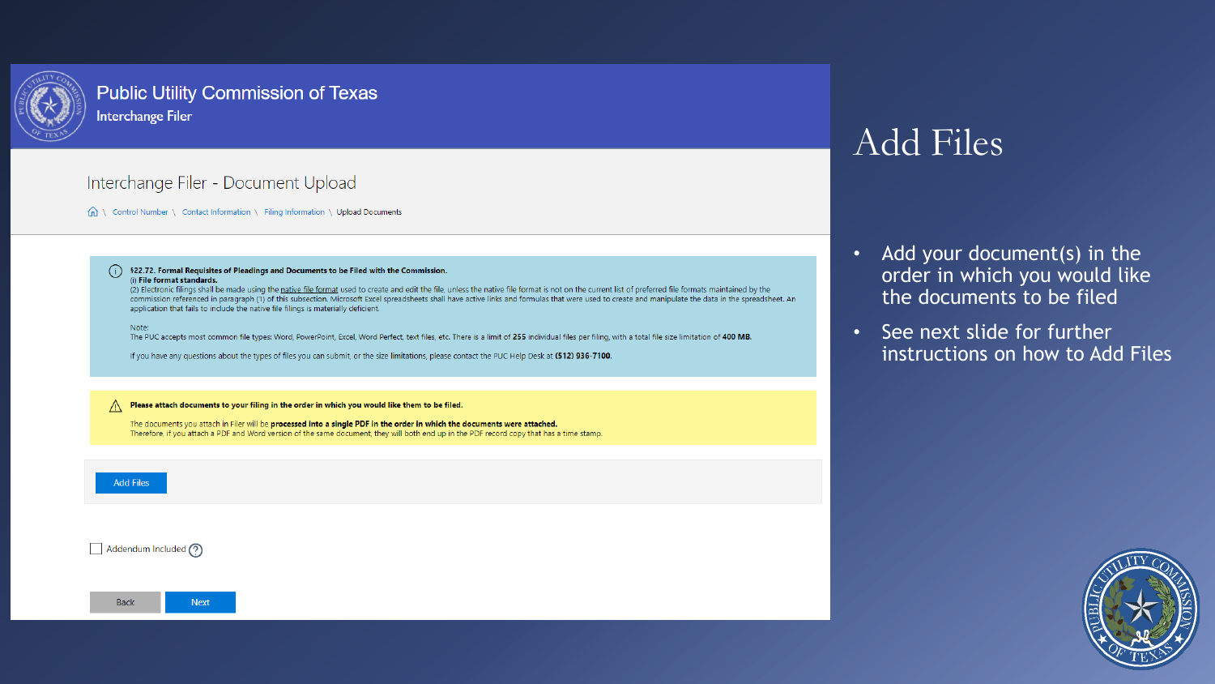# Add Files

- Add your document(s) in the order in which you would like the documents to be filed
- See next slide for further instructions on how to Add Files

Public Utility Commission of Texas
Interchange Filer

## Interchange Filer - Document Upload

Control Number \ Contact Information \ Filing Information \ Upload Documents

**§22.72. Formal Requisites of Pleadings and Documents to be Filed with the Commission.**
**(i) File format standards.**
(2) Electronic filings shall be made using the native file format used to create and edit the file, unless the native file format is not on the current list of preferred file formats maintained by the commission referenced in paragraph (1) of this subsection. Microsoft Excel spreadsheets shall have active links and formulas that were used to create and manipulate the data in the spreadsheet. An application that fails to include the native file filings is materially deficient.

Note:
The PUC accepts most common file types: Word, PowerPoint, Excel, Word Perfect, text files, etc. There is a limit of **255** individual files per filing, with a total file size limitation of **400 MB.**

If you have any questions about the types of files you can submit, or the size limitations, please contact the PUC Help Desk at **(512) 936-7100.**

**Please attach documents to your filing in the order in which you would like them to be filed.**

The documents you attach in Filer will be **processed into a single PDF in the order in which the documents were attached.**
Therefore, if you attach a PDF and Word version of the same document, they will both end up in the PDF record copy that has a time stamp.

Add Files

Addendum Included

Back Next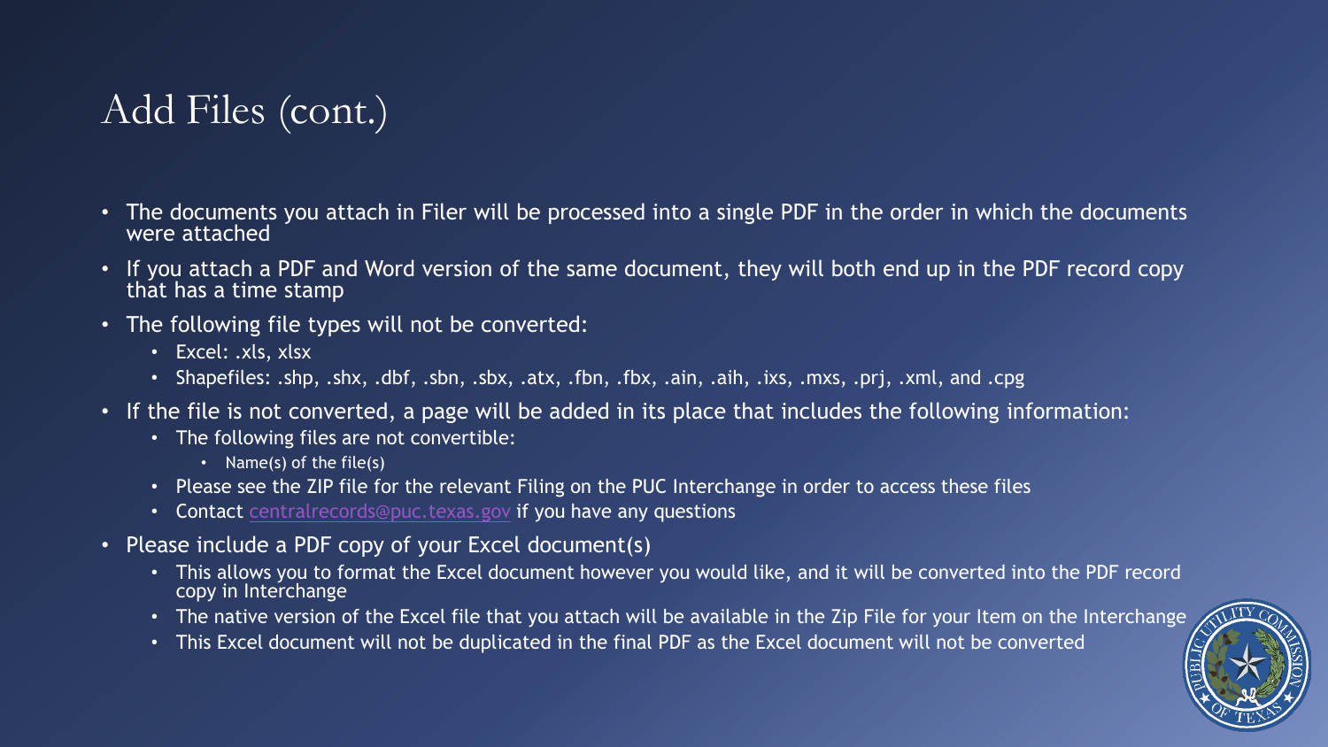# Add Files (cont.)

- The documents you attach in Filer will be processed into a single PDF in the order in which the documents were attached
- If you attach a PDF and Word version of the same document, they will both end up in the PDF record copy that has a time stamp
- The following file types will not be converted:
  - Excel: .xls, xlsx
  - Shapefiles: .shp, .shx, .dbf, .sbn, .sbx, .atx, .fbn, .fbx, .ain, .aih, .ixs, .mxs, .prj, .xml, and .cpg
- If the file is not converted, a page will be added in its place that includes the following information:
  - The following files are not convertible:
    - Name(s) of the file(s)
  - Please see the ZIP file for the relevant Filing on the PUC Interchange in order to access these files
  - Contact centralrecords@puc.texas.gov if you have any questions
- Please include a PDF copy of your Excel document(s)
  - This allows you to format the Excel document however you would like, and it will be converted into the PDF record copy in Interchange
  - The native version of the Excel file that you attach will be available in the Zip File for your Item on the Interchange
  - This Excel document will not be duplicated in the final PDF as the Excel document will not be converted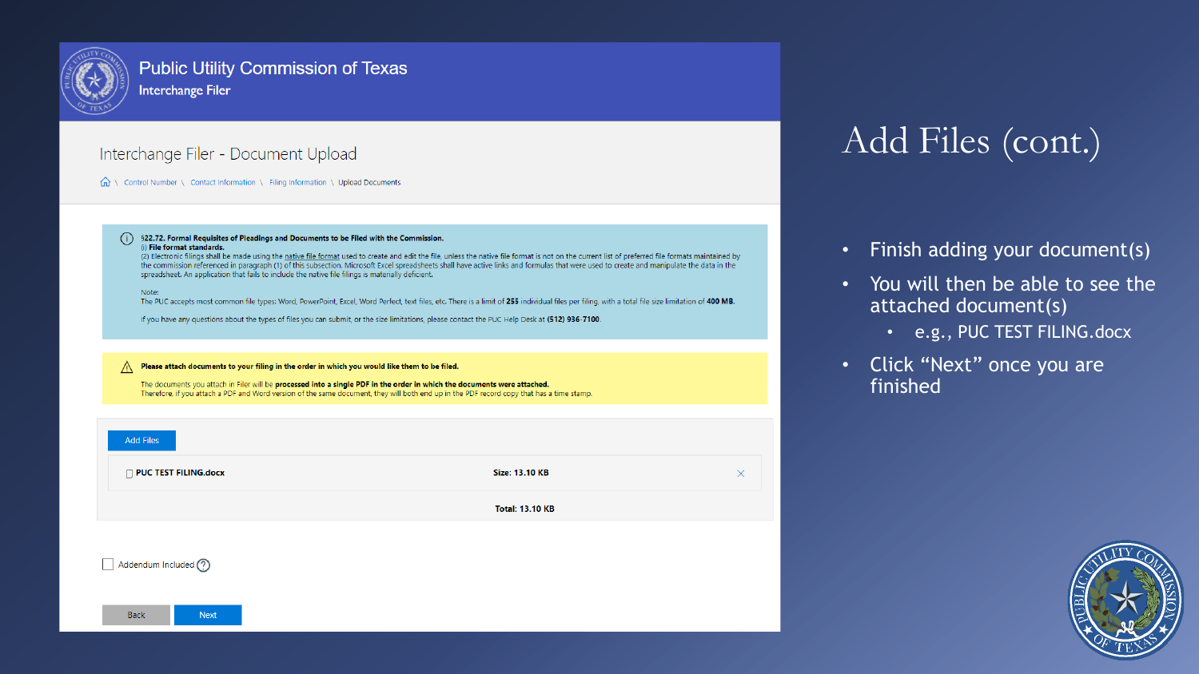# Add Files (cont.)

- Finish adding your document(s)
- You will then be able to see the attached document(s)
  - e.g., PUC TEST FILING.docx
- Click "Next" once you are finished

## Public Utility Commission of Texas

**Interchange Filer**

### Interchange Filer - Document Upload

Control Number \ Contact Information \ Filing Information \ Upload Documents

**§22.72. Formal Requisites of Pleadings and Documents to be Filed with the Commission.**
(i) **File format standards.**
(2) Electronic filings shall be made using the native file format used to create and edit the file, unless the native file format is not on the current list of preferred file formats maintained by the commission referenced in paragraph (1) of this subsection. Microsoft Excel spreadsheets shall have active links and formulas that were used to create and manipulate the data in the spreadsheet. An application that fails to include the native file filings is materially deficient.

Note:
The PUC accepts most common file types: Word, PowerPoint, Excel, Word Perfect, text files, etc. There is a limit of **255** individual files per filing, with a total file size limitation of **400 MB**.

If you have any questions about the types of files you can submit, or the size limitations, please contact the PUC Help Desk at **(512) 936-7100**.

**Please attach documents to your filing in the order in which you would like them to be filed.**
The documents you attach in Filer will be **processed into a single PDF in the order in which the documents were attached.**
Therefore, if you attach a PDF and Word version of the same document, they will both end up in the PDF record copy that has a time stamp.

Add Files

| File | Size |
|---|---|
| PUC TEST FILING.docx | Size: 13.10 KB |
| | Total: 13.10 KB |

Addendum Included

Back | Next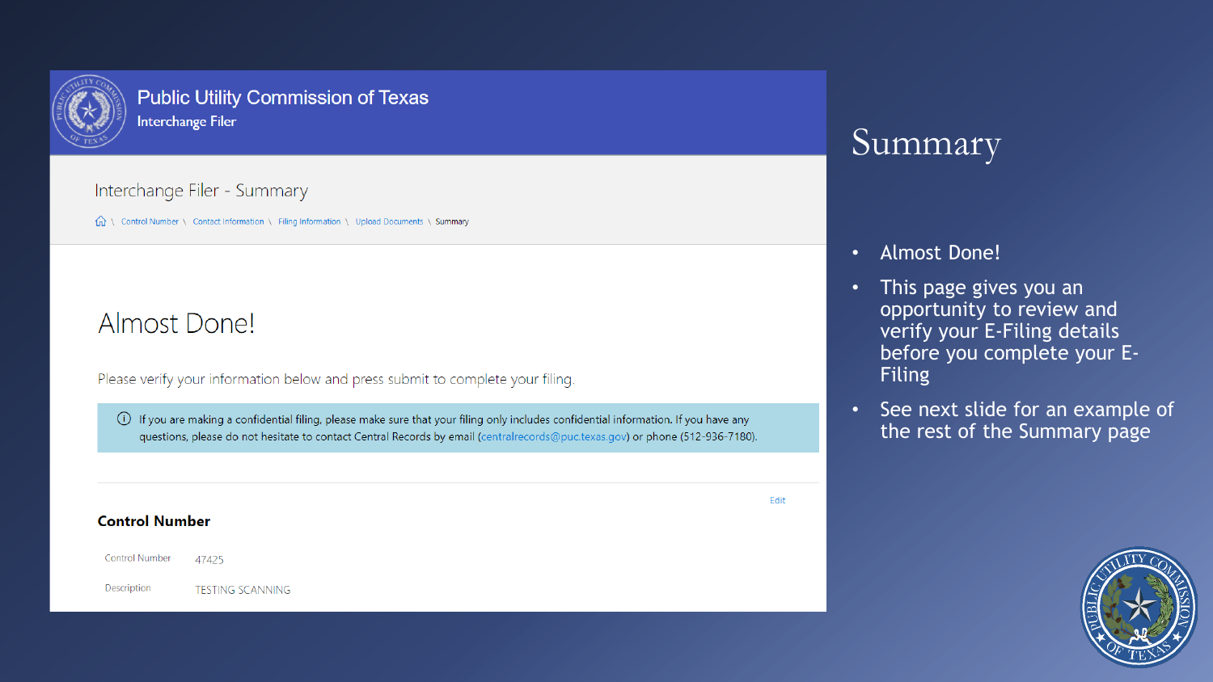# Summary

- Almost Done!
- This page gives you an opportunity to review and verify your E-Filing details before you complete your E-Filing
- See next slide for an example of the rest of the Summary page

**Public Utility Commission of Texas**
Interchange Filer

## Interchange Filer - Summary

Control Number \ Contact Information \ Filing Information \ Upload Documents \ Summary

## Almost Done!

Please verify your information below and press submit to complete your filing.

ⓘ If you are making a confidential filing, please make sure that your filing only includes confidential information. If you have any questions, please do not hesitate to contact Central Records by email (centralrecords@puc.texas.gov) or phone (512-936-7180).

Edit

**Control Number**

| Control Number | 47425 |
|---|---|
| Description | TESTING SCANNING |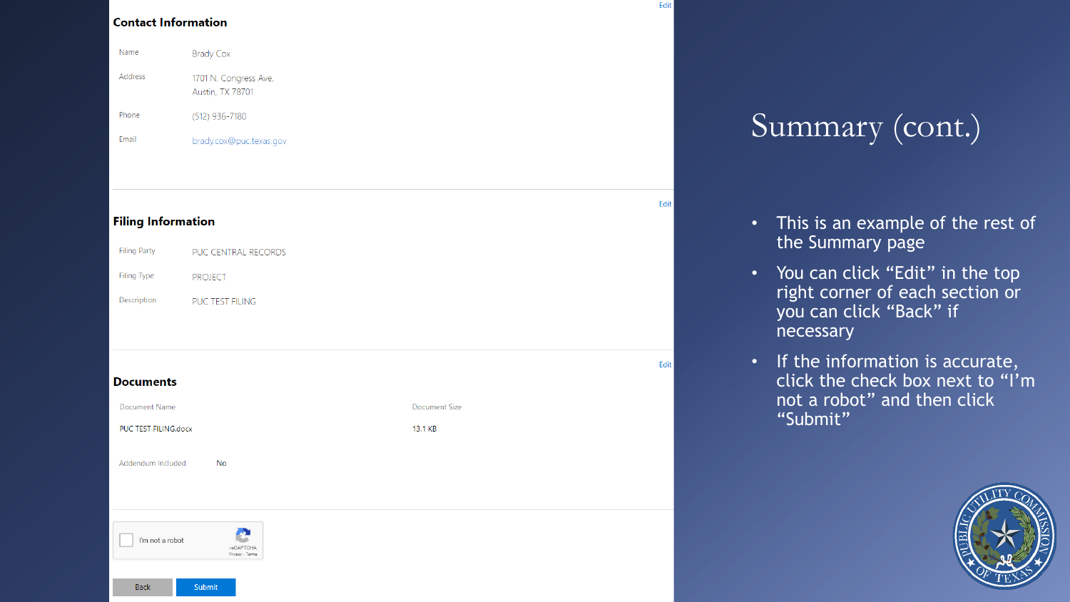# Summary (cont.)

- This is an example of the rest of the Summary page
- You can click "Edit" in the top right corner of each section or you can click "Back" if necessary
- If the information is accurate, click the check box next to "I'm not a robot" and then click "Submit"

## Contact Information

Edit

| | |
|---|---|
| Name | Brady Cox |
| Address | 1701 N. Congress Ave. Austin, TX 78701 |
| Phone | (512) 936-7180 |
| Email | brady.cox@puc.texas.gov |

## Filing Information

Edit

| | |
|---|---|
| Filing Party | PUC CENTRAL RECORDS |
| Filing Type | PROJECT |
| Description | PUC TEST FILING |

## Documents

Edit

| Document Name | Document Size |
|---|---|
| PUC TEST FILING.docx | 13.1 KB |

Addendum Included No

I'm not a robot

reCAPTCHA Privacy - Terms

Back Submit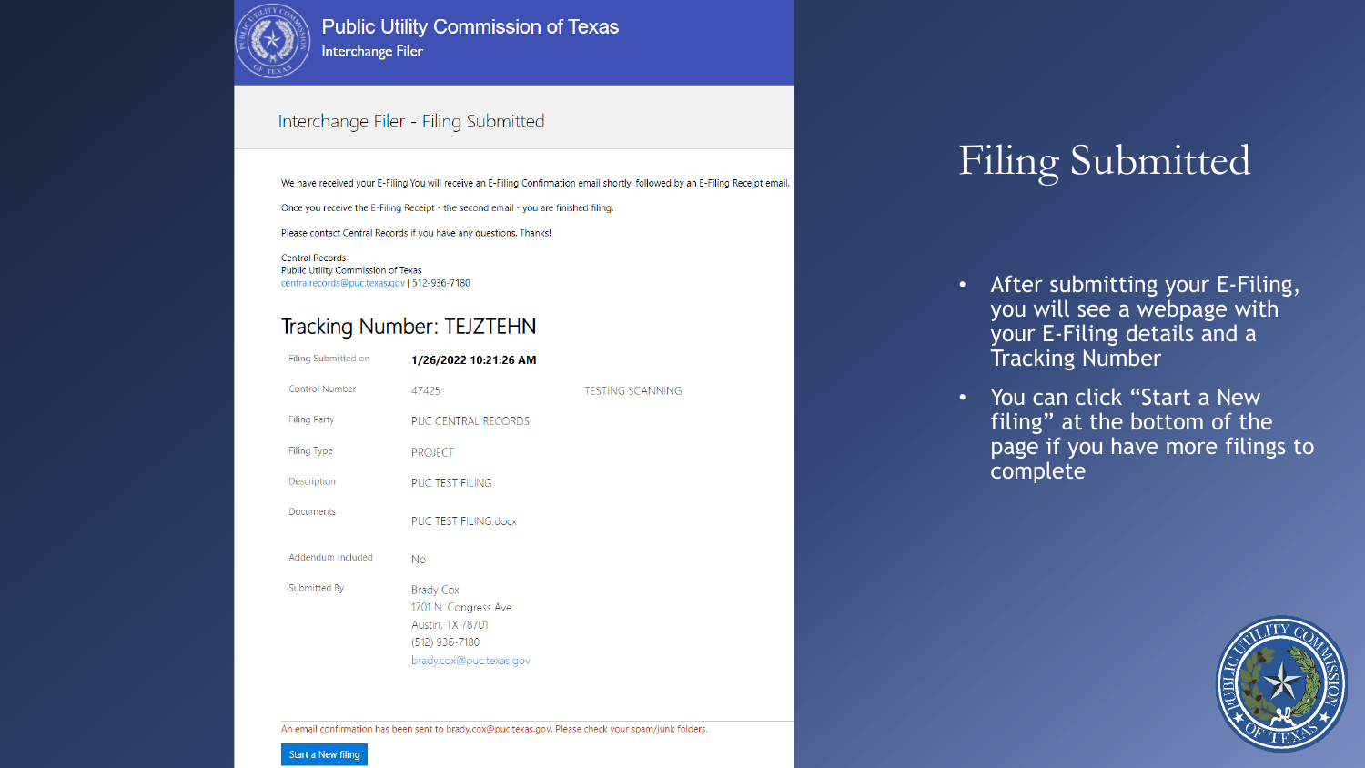# Public Utility Commission of Texas

Interchange Filer

## Interchange Filer - Filing Submitted

We have received your E-Filing.You will receive an E-Filing Confirmation email shortly, followed by an E-Filing Receipt email.

Once you receive the E-Filing Receipt - the second email - you are finished filing.

Please contact Central Records if you have any questions. Thanks!

Central Records
Public Utility Commission of Texas
centralrecords@puc.texas.gov | 512-936-7180

### Tracking Number: TEJZTEHN

| | | |
|---|---|---|
| Filing Submitted on | **1/26/2022 10:21:26 AM** | |
| Control Number | 47425 | TESTING SCANNING |
| Filing Party | PUC CENTRAL RECORDS | |
| Filing Type | PROJECT | |
| Description | PUC TEST FILING | |
| Documents | PUC TEST FILING.docx | |
| Addendum Included | No | |
| Submitted By | Brady Cox<br>1701 N. Congress Ave.<br>Austin, TX 78701<br>(512) 936-7180<br>brady.cox@puc.texas.gov | |

An email confirmation has been sent to brady.cox@puc.texas.gov. Please check your spam/junk folders.

Start a New filing

# Filing Submitted

- After submitting your E-Filing, you will see a webpage with your E-Filing details and a Tracking Number
- You can click "Start a New filing" at the bottom of the page if you have more filings to complete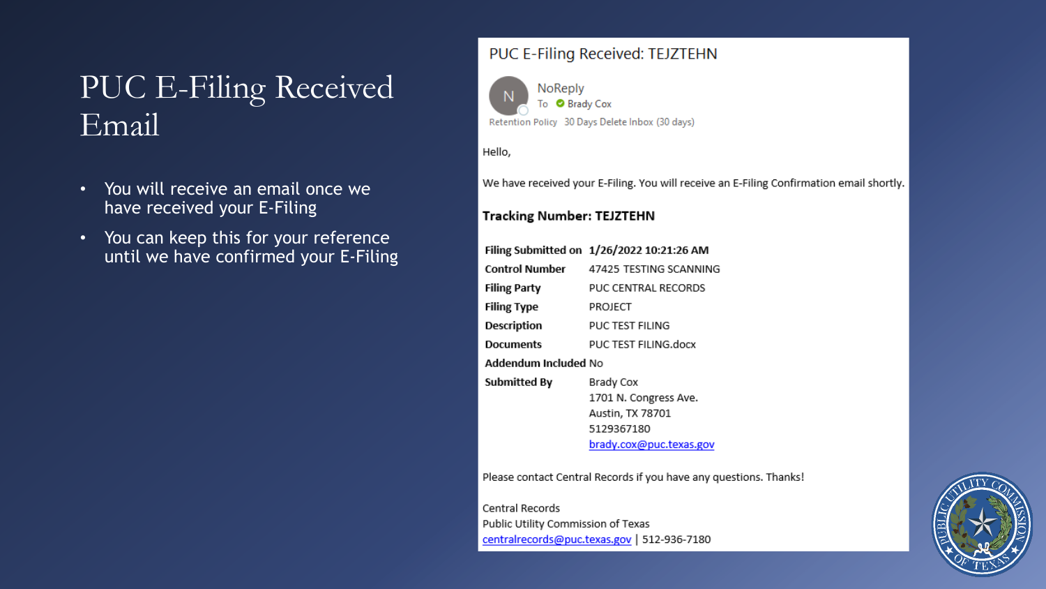# PUC E-Filing Received Email

- You will receive an email once we have received your E-Filing
- You can keep this for your reference until we have confirmed your E-Filing

PUC E-Filing Received: TEJZTEHN

NoReply
To Brady Cox
Retention Policy 30 Days Delete Inbox (30 days)

Hello,

We have received your E-Filing. You will receive an E-Filing Confirmation email shortly.

**Tracking Number: TEJZTEHN**

| | |
|---|---|
| **Filing Submitted on** | **1/26/2022 10:21:26 AM** |
| **Control Number** | 47425 TESTING SCANNING |
| **Filing Party** | PUC CENTRAL RECORDS |
| **Filing Type** | PROJECT |
| **Description** | PUC TEST FILING |
| **Documents** | PUC TEST FILING.docx |
| **Addendum Included** | No |
| **Submitted By** | Brady Cox<br>1701 N. Congress Ave.<br>Austin, TX 78701<br>5129367180<br>brady.cox@puc.texas.gov |

Please contact Central Records if you have any questions. Thanks!

Central Records
Public Utility Commission of Texas
centralrecords@puc.texas.gov | 512-936-7180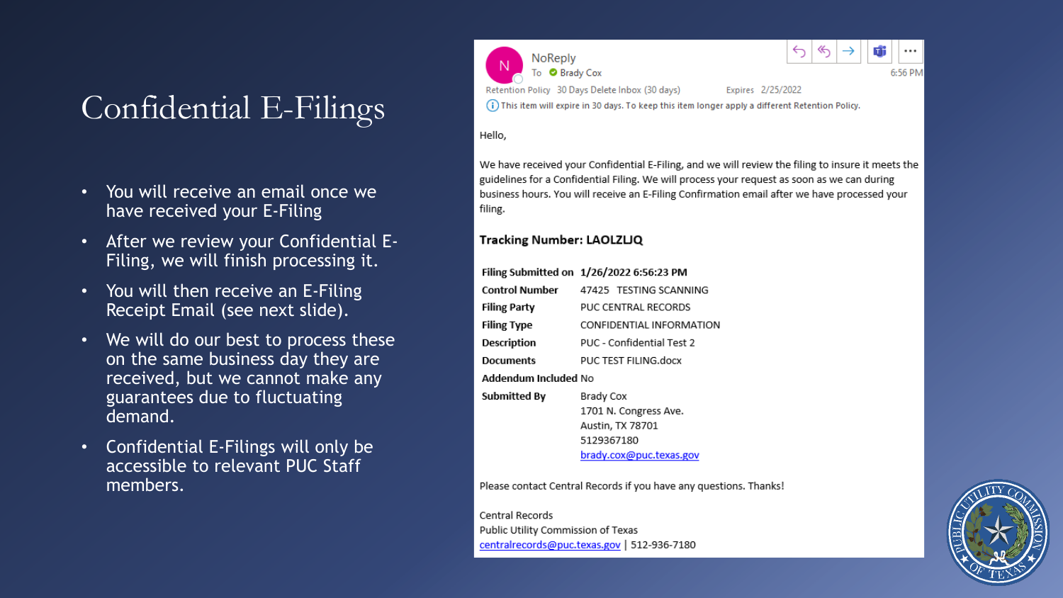# Confidential E-Filings

- You will receive an email once we have received your E-Filing
- After we review your Confidential E-Filing, we will finish processing it.
- You will then receive an E-Filing Receipt Email (see next slide).
- We will do our best to process these on the same business day they are received, but we cannot make any guarantees due to fluctuating demand.
- Confidential E-Filings will only be accessible to relevant PUC Staff members.

NoReply
To Brady Cox
6:56 PM
Retention Policy 30 Days Delete Inbox (30 days) Expires 2/25/2022
This item will expire in 30 days. To keep this item longer apply a different Retention Policy.

Hello,

We have received your Confidential E-Filing, and we will review the filing to insure it meets the guidelines for a Confidential Filing. We will process your request as soon as we can during business hours. You will receive an E-Filing Confirmation email after we have processed your filing.

**Tracking Number: LAOLZLJQ**

| | |
|---|---|
| **Filing Submitted on** | **1/26/2022 6:56:23 PM** |
| **Control Number** | 47425 TESTING SCANNING |
| **Filing Party** | PUC CENTRAL RECORDS |
| **Filing Type** | CONFIDENTIAL INFORMATION |
| **Description** | PUC - Confidential Test 2 |
| **Documents** | PUC TEST FILING.docx |
| **Addendum Included** | No |
| **Submitted By** | Brady Cox<br>1701 N. Congress Ave.<br>Austin, TX 78701<br>5129367180<br>brady.cox@puc.texas.gov |

Please contact Central Records if you have any questions. Thanks!

Central Records
Public Utility Commission of Texas
centralrecords@puc.texas.gov | 512-936-7180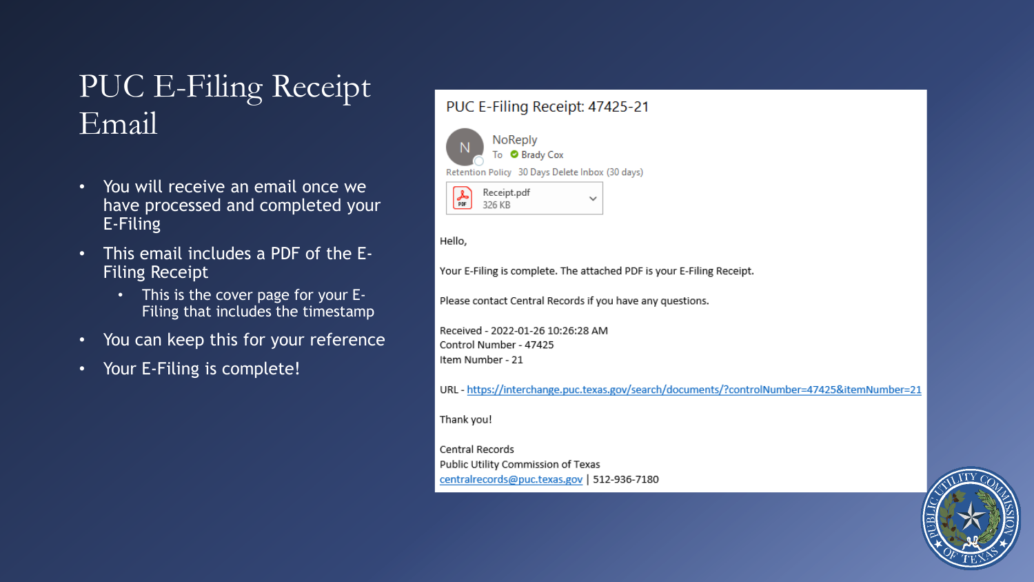# PUC E-Filing Receipt Email

- You will receive an email once we have processed and completed your E-Filing
- This email includes a PDF of the E-Filing Receipt
  - This is the cover page for your E-Filing that includes the timestamp
- You can keep this for your reference
- Your E-Filing is complete!

PUC E-Filing Receipt: 47425-21

NoReply
To Brady Cox
Retention Policy 30 Days Delete Inbox (30 days)

Receipt.pdf
326 KB

Hello,

Your E-Filing is complete. The attached PDF is your E-Filing Receipt.

Please contact Central Records if you have any questions.

Received - 2022-01-26 10:26:28 AM
Control Number - 47425
Item Number - 21

URL - https://interchange.puc.texas.gov/search/documents/?controlNumber=47425&itemNumber=21

Thank you!

Central Records
Public Utility Commission of Texas
centralrecords@puc.texas.gov | 512-936-7180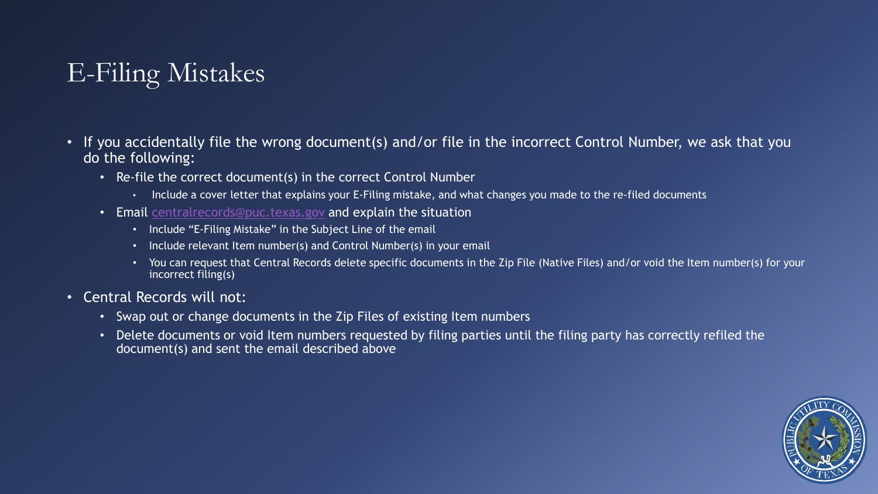# E-Filing Mistakes

- If you accidentally file the wrong document(s) and/or file in the incorrect Control Number, we ask that you do the following:
  - Re-file the correct document(s) in the correct Control Number
    - Include a cover letter that explains your E-Filing mistake, and what changes you made to the re-filed documents
  - Email centralrecords@puc.texas.gov and explain the situation
    - Include "E-Filing Mistake" in the Subject Line of the email
    - Include relevant Item number(s) and Control Number(s) in your email
    - You can request that Central Records delete specific documents in the Zip File (Native Files) and/or void the Item number(s) for your incorrect filing(s)
- Central Records will not:
  - Swap out or change documents in the Zip Files of existing Item numbers
  - Delete documents or void Item numbers requested by filing parties until the filing party has correctly refiled the document(s) and sent the email described above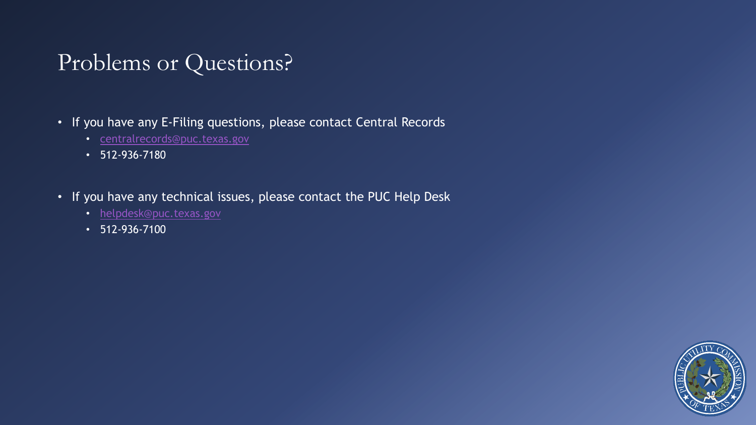# Problems or Questions?

- If you have any E-Filing questions, please contact Central Records
  - centralrecords@puc.texas.gov
  - 512-936-7180
- If you have any technical issues, please contact the PUC Help Desk
  - helpdesk@puc.texas.gov
  - 512-936-7100